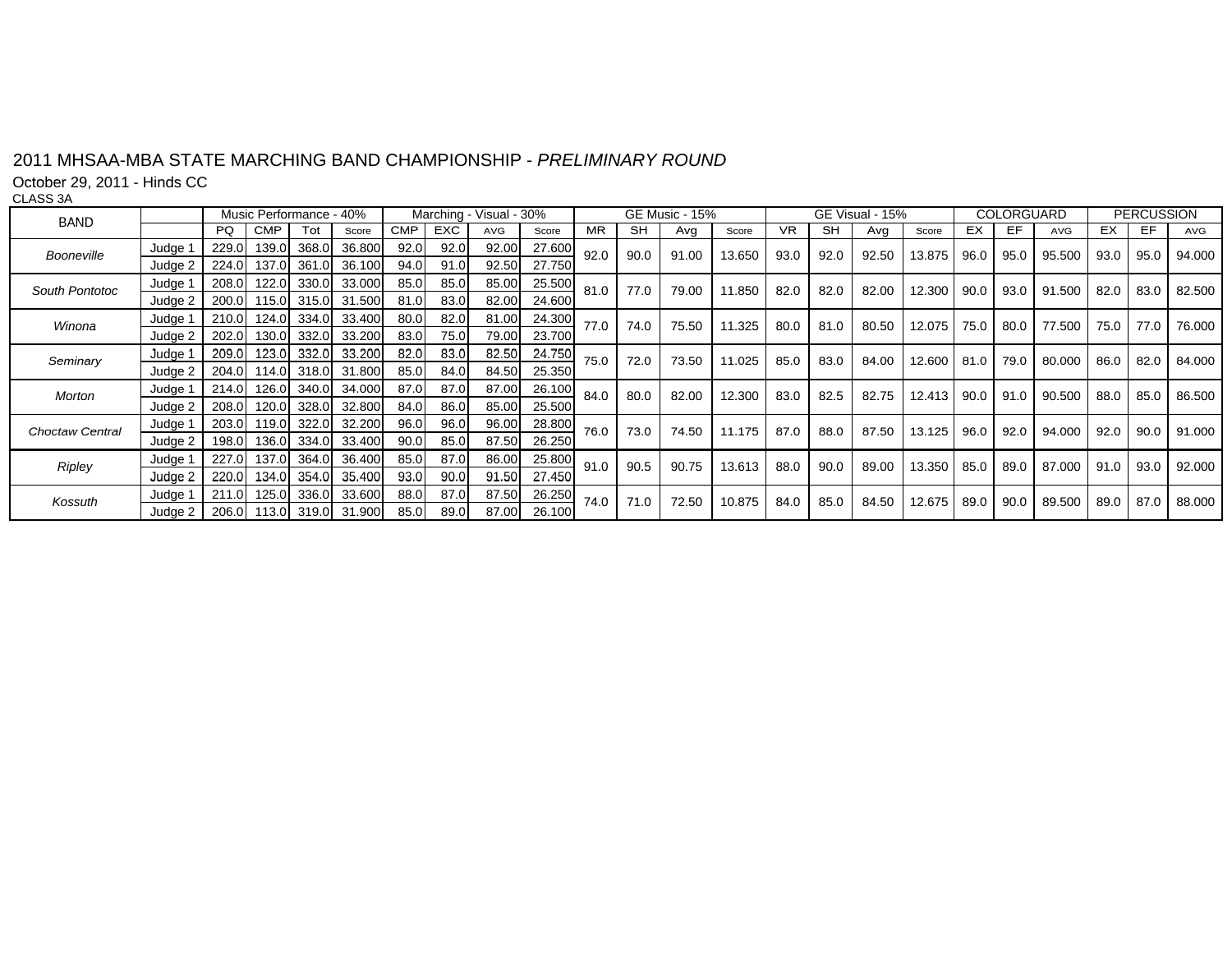# 2011 MHSAA-MBA STATE MARCHING BAND CHAMPIONSHIP - *PRELIMINARY ROUND*

October 29, 2011 - Hinds CC

CLASS 3A

| BAND | | Music Performance - 40% | | | | Marching - Visual - 30% | | | | GE Music - 15% | | | | GE Visual - 15% | | | | COLORGUARD | | | PERCUSSION | | |
|---|---|---|---|---|---|---|---|---|---|---|---|---|---|---|---|---|---|---|---|---|---|---|---|
| | | PQ | CMP | Tot | Score | CMP | EXC | AVG | Score | MR | SH | Avg | Score | VR | SH | Avg | Score | EX | EF | AVG | EX | EF | AVG |
| *Booneville* | Judge 1 | 229.0 | 139.0 | 368.0 | 36.800 | 92.0 | 92.0 | 92.00 | 27.600 | 92.0 | 90.0 | 91.00 | 13.650 | 93.0 | 92.0 | 92.50 | 13.875 | 96.0 | 95.0 | 95.500 | 93.0 | 95.0 | 94.000 |
| | Judge 2 | 224.0 | 137.0 | 361.0 | 36.100 | 94.0 | 91.0 | 92.50 | 27.750 | | | | | | | | | | | | | | |
| *South Pontotoc* | Judge 1 | 208.0 | 122.0 | 330.0 | 33.000 | 85.0 | 85.0 | 85.00 | 25.500 | 81.0 | 77.0 | 79.00 | 11.850 | 82.0 | 82.0 | 82.00 | 12.300 | 90.0 | 93.0 | 91.500 | 82.0 | 83.0 | 82.500 |
| | Judge 2 | 200.0 | 115.0 | 315.0 | 31.500 | 81.0 | 83.0 | 82.00 | 24.600 | | | | | | | | | | | | | | |
| *Winona* | Judge 1 | 210.0 | 124.0 | 334.0 | 33.400 | 80.0 | 82.0 | 81.00 | 24.300 | 77.0 | 74.0 | 75.50 | 11.325 | 80.0 | 81.0 | 80.50 | 12.075 | 75.0 | 80.0 | 77.500 | 75.0 | 77.0 | 76.000 |
| | Judge 2 | 202.0 | 130.0 | 332.0 | 33.200 | 83.0 | 75.0 | 79.00 | 23.700 | | | | | | | | | | | | | | |
| *Seminary* | Judge 1 | 209.0 | 123.0 | 332.0 | 33.200 | 82.0 | 83.0 | 82.50 | 24.750 | 75.0 | 72.0 | 73.50 | 11.025 | 85.0 | 83.0 | 84.00 | 12.600 | 81.0 | 79.0 | 80.000 | 86.0 | 82.0 | 84.000 |
| | Judge 2 | 204.0 | 114.0 | 318.0 | 31.800 | 85.0 | 84.0 | 84.50 | 25.350 | | | | | | | | | | | | | | |
| *Morton* | Judge 1 | 214.0 | 126.0 | 340.0 | 34.000 | 87.0 | 87.0 | 87.00 | 26.100 | 84.0 | 80.0 | 82.00 | 12.300 | 83.0 | 82.5 | 82.75 | 12.413 | 90.0 | 91.0 | 90.500 | 88.0 | 85.0 | 86.500 |
| | Judge 2 | 208.0 | 120.0 | 328.0 | 32.800 | 84.0 | 86.0 | 85.00 | 25.500 | | | | | | | | | | | | | | |
| *Choctaw Central* | Judge 1 | 203.0 | 119.0 | 322.0 | 32.200 | 96.0 | 96.0 | 96.00 | 28.800 | 76.0 | 73.0 | 74.50 | 11.175 | 87.0 | 88.0 | 87.50 | 13.125 | 96.0 | 92.0 | 94.000 | 92.0 | 90.0 | 91.000 |
| | Judge 2 | 198.0 | 136.0 | 334.0 | 33.400 | 90.0 | 85.0 | 87.50 | 26.250 | | | | | | | | | | | | | | |
| *Ripley* | Judge 1 | 227.0 | 137.0 | 364.0 | 36.400 | 85.0 | 87.0 | 86.00 | 25.800 | 91.0 | 90.5 | 90.75 | 13.613 | 88.0 | 90.0 | 89.00 | 13.350 | 85.0 | 89.0 | 87.000 | 91.0 | 93.0 | 92.000 |
| | Judge 2 | 220.0 | 134.0 | 354.0 | 35.400 | 93.0 | 90.0 | 91.50 | 27.450 | | | | | | | | | | | | | | |
| *Kossuth* | Judge 1 | 211.0 | 125.0 | 336.0 | 33.600 | 88.0 | 87.0 | 87.50 | 26.250 | 74.0 | 71.0 | 72.50 | 10.875 | 84.0 | 85.0 | 84.50 | 12.675 | 89.0 | 90.0 | 89.500 | 89.0 | 87.0 | 88.000 |
| | Judge 2 | 206.0 | 113.0 | 319.0 | 31.900 | 85.0 | 89.0 | 87.00 | 26.100 | | | | | | | | | | | | | | |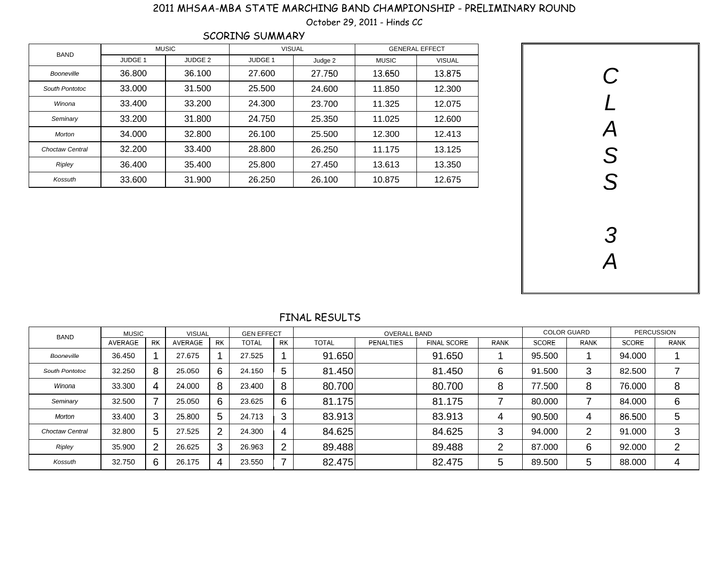# 2011 MHSAA-MBA STATE MARCHING BAND CHAMPIONSHIP - PRELIMINARY ROUND

October 29, 2011 - Hinds CC

## SCORING SUMMARY

| BAND | MUSIC | | VISUAL | | GENERAL EFFECT | |
|---|---|---|---|---|---|---|
| | JUDGE 1 | JUDGE 2 | JUDGE 1 | Judge 2 | MUSIC | VISUAL |
| *Booneville* | 36.800 | 36.100 | 27.600 | 27.750 | 13.650 | 13.875 |
| *South Pontotoc* | 33.000 | 31.500 | 25.500 | 24.600 | 11.850 | 12.300 |
| *Winona* | 33.400 | 33.200 | 24.300 | 23.700 | 11.325 | 12.075 |
| *Seminary* | 33.200 | 31.800 | 24.750 | 25.350 | 11.025 | 12.600 |
| *Morton* | 34.000 | 32.800 | 26.100 | 25.500 | 12.300 | 12.413 |
| *Choctaw Central* | 32.200 | 33.400 | 28.800 | 26.250 | 11.175 | 13.125 |
| *Ripley* | 36.400 | 35.400 | 25.800 | 27.450 | 13.613 | 13.350 |
| *Kossuth* | 33.600 | 31.900 | 26.250 | 26.100 | 10.875 | 12.675 |

*CLASS 3A*

## FINAL RESULTS

| BAND | MUSIC | | VISUAL | | GEN EFFECT | | OVERALL BAND | | | | COLOR GUARD | | PERCUSSION | |
|---|---|---|---|---|---|---|---|---|---|---|---|---|---|---|
| | AVERAGE | RK | AVERAGE | RK | TOTAL | RK | TOTAL | PENALTIES | FINAL SCORE | RANK | SCORE | RANK | SCORE | RANK |
| *Booneville* | 36.450 | 1 | 27.675 | 1 | 27.525 | 1 | 91.650 | | 91.650 | 1 | 95.500 | 1 | 94.000 | 1 |
| *South Pontotoc* | 32.250 | 8 | 25.050 | 6 | 24.150 | 5 | 81.450 | | 81.450 | 6 | 91.500 | 3 | 82.500 | 7 |
| *Winona* | 33.300 | 4 | 24.000 | 8 | 23.400 | 8 | 80.700 | | 80.700 | 8 | 77.500 | 8 | 76.000 | 8 |
| *Seminary* | 32.500 | 7 | 25.050 | 6 | 23.625 | 6 | 81.175 | | 81.175 | 7 | 80.000 | 7 | 84.000 | 6 |
| *Morton* | 33.400 | 3 | 25.800 | 5 | 24.713 | 3 | 83.913 | | 83.913 | 4 | 90.500 | 4 | 86.500 | 5 |
| *Choctaw Central* | 32.800 | 5 | 27.525 | 2 | 24.300 | 4 | 84.625 | | 84.625 | 3 | 94.000 | 2 | 91.000 | 3 |
| *Ripley* | 35.900 | 2 | 26.625 | 3 | 26.963 | 2 | 89.488 | | 89.488 | 2 | 87.000 | 6 | 92.000 | 2 |
| *Kossuth* | 32.750 | 6 | 26.175 | 4 | 23.550 | 7 | 82.475 | | 82.475 | 5 | 89.500 | 5 | 88.000 | 4 |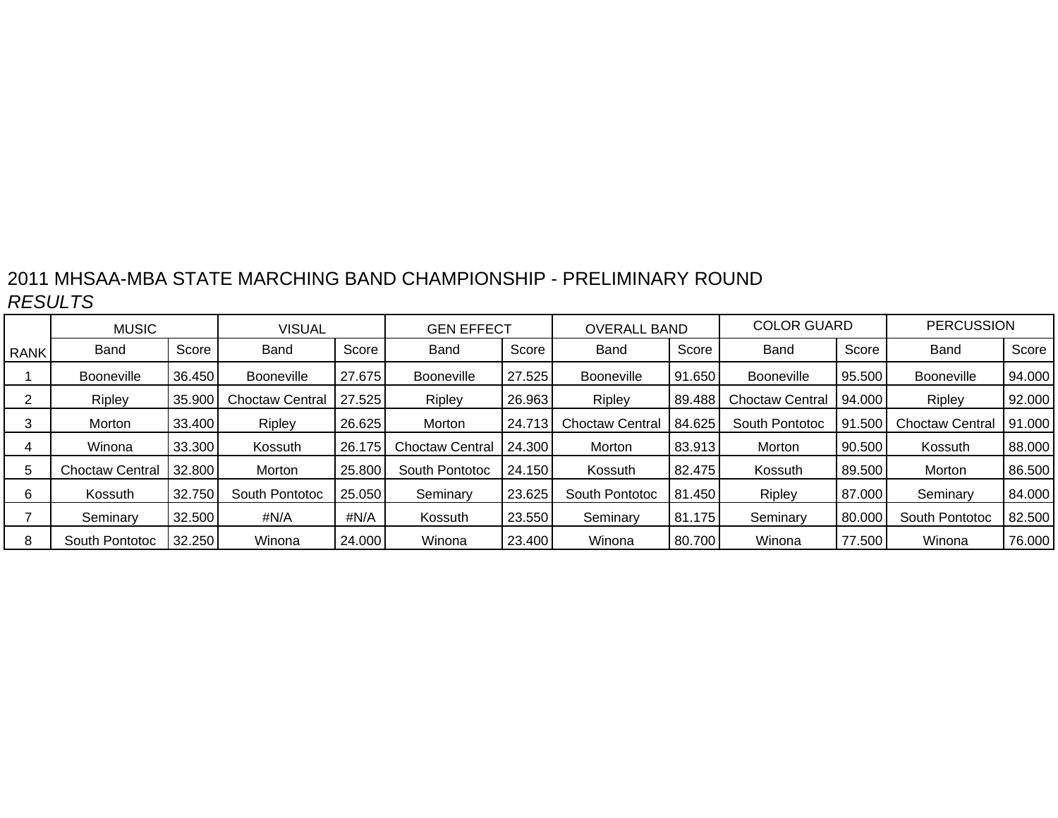2011 MHSAA-MBA STATE MARCHING BAND CHAMPIONSHIP - PRELIMINARY ROUND

*RESULTS*

| | MUSIC | | VISUAL | | GEN EFFECT | | OVERALL BAND | | COLOR GUARD | | PERCUSSION | |
|---|---|---|---|---|---|---|---|---|---|---|---|---|
| RANK | Band | Score | Band | Score | Band | Score | Band | Score | Band | Score | Band | Score |
| 1 | Booneville | 36.450 | Booneville | 27.675 | Booneville | 27.525 | Booneville | 91.650 | Booneville | 95.500 | Booneville | 94.000 |
| 2 | Ripley | 35.900 | Choctaw Central | 27.525 | Ripley | 26.963 | Ripley | 89.488 | Choctaw Central | 94.000 | Ripley | 92.000 |
| 3 | Morton | 33.400 | Ripley | 26.625 | Morton | 24.713 | Choctaw Central | 84.625 | South Pontotoc | 91.500 | Choctaw Central | 91.000 |
| 4 | Winona | 33.300 | Kossuth | 26.175 | Choctaw Central | 24.300 | Morton | 83.913 | Morton | 90.500 | Kossuth | 88.000 |
| 5 | Choctaw Central | 32.800 | Morton | 25.800 | South Pontotoc | 24.150 | Kossuth | 82.475 | Kossuth | 89.500 | Morton | 86.500 |
| 6 | Kossuth | 32.750 | South Pontotoc | 25.050 | Seminary | 23.625 | South Pontotoc | 81.450 | Ripley | 87.000 | Seminary | 84.000 |
| 7 | Seminary | 32.500 | #N/A | #N/A | Kossuth | 23.550 | Seminary | 81.175 | Seminary | 80.000 | South Pontotoc | 82.500 |
| 8 | South Pontotoc | 32.250 | Winona | 24.000 | Winona | 23.400 | Winona | 80.700 | Winona | 77.500 | Winona | 76.000 |